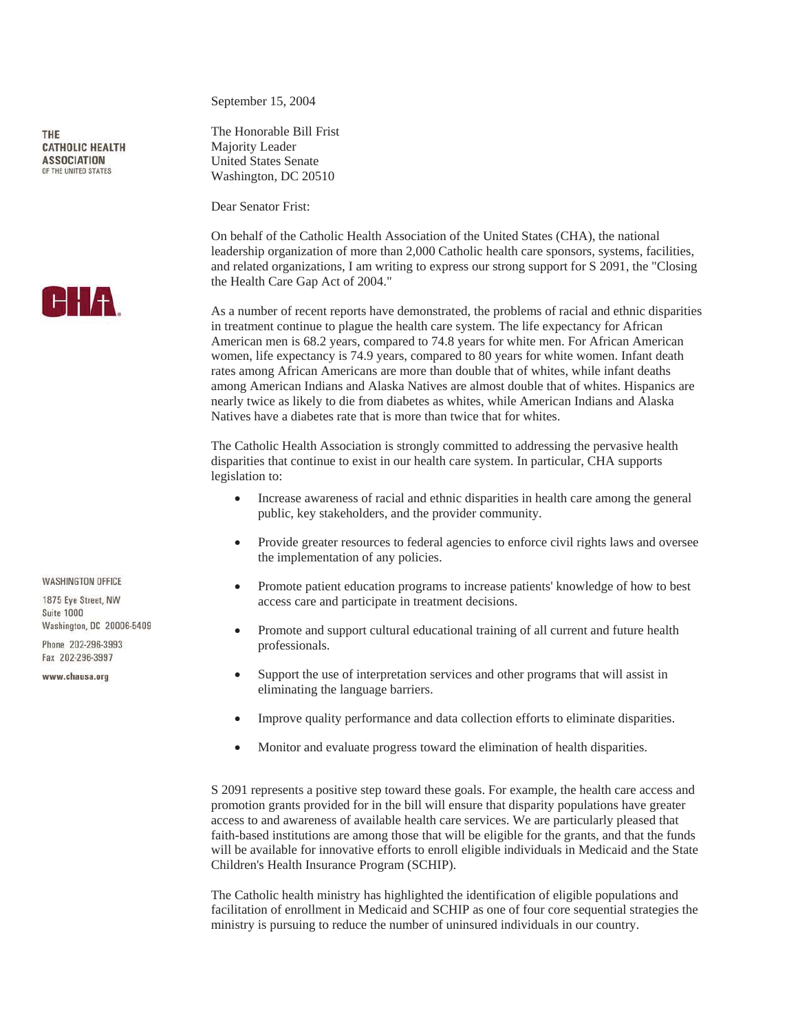THE CATHOLIC HEALTH ASSOCIATION OF THE UNITED STATES

CHA

WASHINGTON OFFICE

1875 Eye Street, NW
Suite 1000
Washington, DC 20006-5409

Phone 202-296-3993
Fax 202-296-3997

www.chausa.org

September 15, 2004

The Honorable Bill Frist
Majority Leader
United States Senate
Washington, DC 20510

Dear Senator Frist:

On behalf of the Catholic Health Association of the United States (CHA), the national leadership organization of more than 2,000 Catholic health care sponsors, systems, facilities, and related organizations, I am writing to express our strong support for S 2091, the "Closing the Health Care Gap Act of 2004."

As a number of recent reports have demonstrated, the problems of racial and ethnic disparities in treatment continue to plague the health care system. The life expectancy for African American men is 68.2 years, compared to 74.8 years for white men. For African American women, life expectancy is 74.9 years, compared to 80 years for white women. Infant death rates among African Americans are more than double that of whites, while infant deaths among American Indians and Alaska Natives are almost double that of whites. Hispanics are nearly twice as likely to die from diabetes as whites, while American Indians and Alaska Natives have a diabetes rate that is more than twice that for whites.

The Catholic Health Association is strongly committed to addressing the pervasive health disparities that continue to exist in our health care system. In particular, CHA supports legislation to:

- Increase awareness of racial and ethnic disparities in health care among the general public, key stakeholders, and the provider community.
- Provide greater resources to federal agencies to enforce civil rights laws and oversee the implementation of any policies.
- Promote patient education programs to increase patients' knowledge of how to best access care and participate in treatment decisions.
- Promote and support cultural educational training of all current and future health professionals.
- Support the use of interpretation services and other programs that will assist in eliminating the language barriers.
- Improve quality performance and data collection efforts to eliminate disparities.
- Monitor and evaluate progress toward the elimination of health disparities.

S 2091 represents a positive step toward these goals. For example, the health care access and promotion grants provided for in the bill will ensure that disparity populations have greater access to and awareness of available health care services. We are particularly pleased that faith-based institutions are among those that will be eligible for the grants, and that the funds will be available for innovative efforts to enroll eligible individuals in Medicaid and the State Children's Health Insurance Program (SCHIP).

The Catholic health ministry has highlighted the identification of eligible populations and facilitation of enrollment in Medicaid and SCHIP as one of four core sequential strategies the ministry is pursuing to reduce the number of uninsured individuals in our country.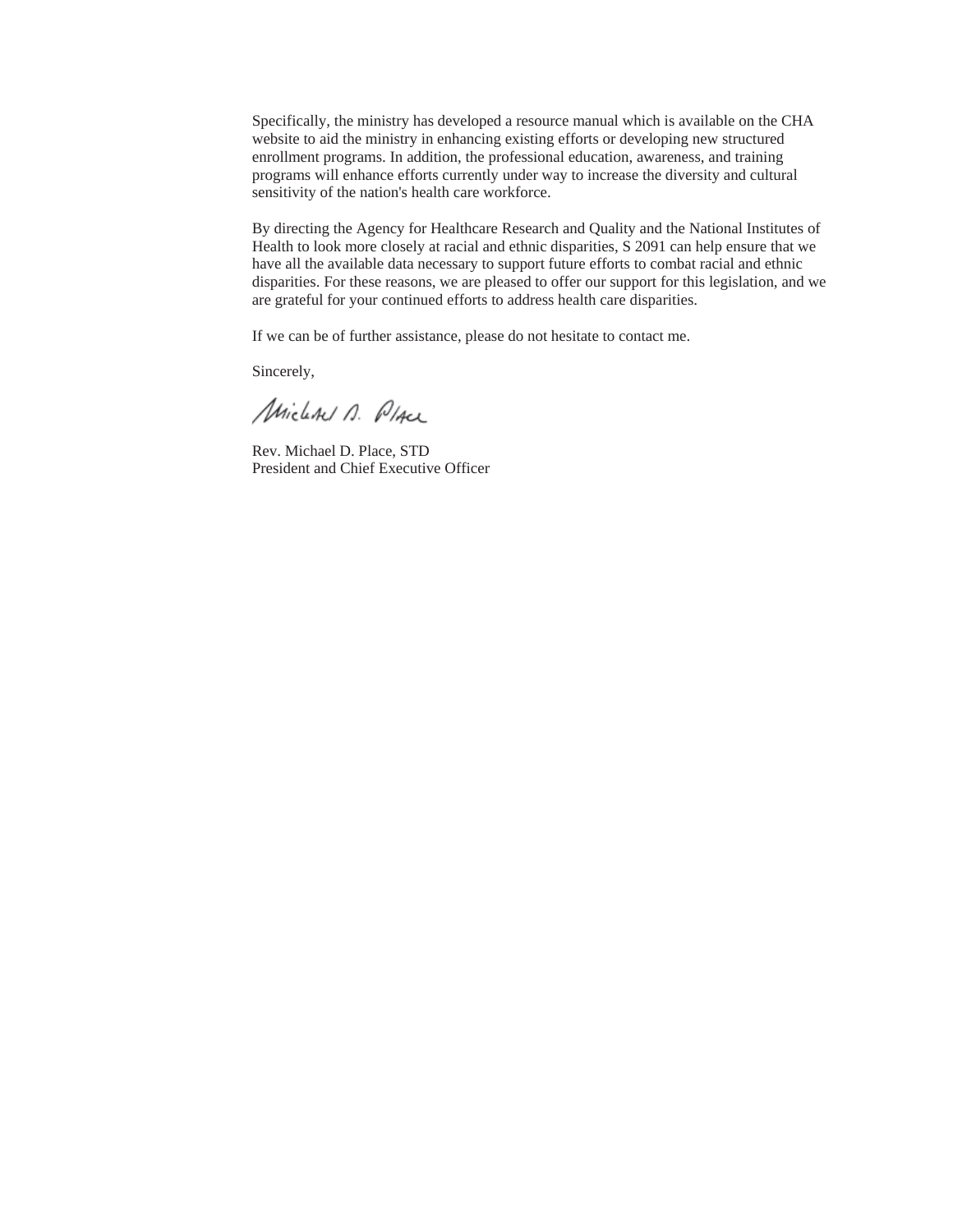Specifically, the ministry has developed a resource manual which is available on the CHA website to aid the ministry in enhancing existing efforts or developing new structured enrollment programs. In addition, the professional education, awareness, and training programs will enhance efforts currently under way to increase the diversity and cultural sensitivity of the nation's health care workforce.

By directing the Agency for Healthcare Research and Quality and the National Institutes of Health to look more closely at racial and ethnic disparities, S 2091 can help ensure that we have all the available data necessary to support future efforts to combat racial and ethnic disparities. For these reasons, we are pleased to offer our support for this legislation, and we are grateful for your continued efforts to address health care disparities.

If we can be of further assistance, please do not hesitate to contact me.

Sincerely,

Michael D. Place

Rev. Michael D. Place, STD
President and Chief Executive Officer